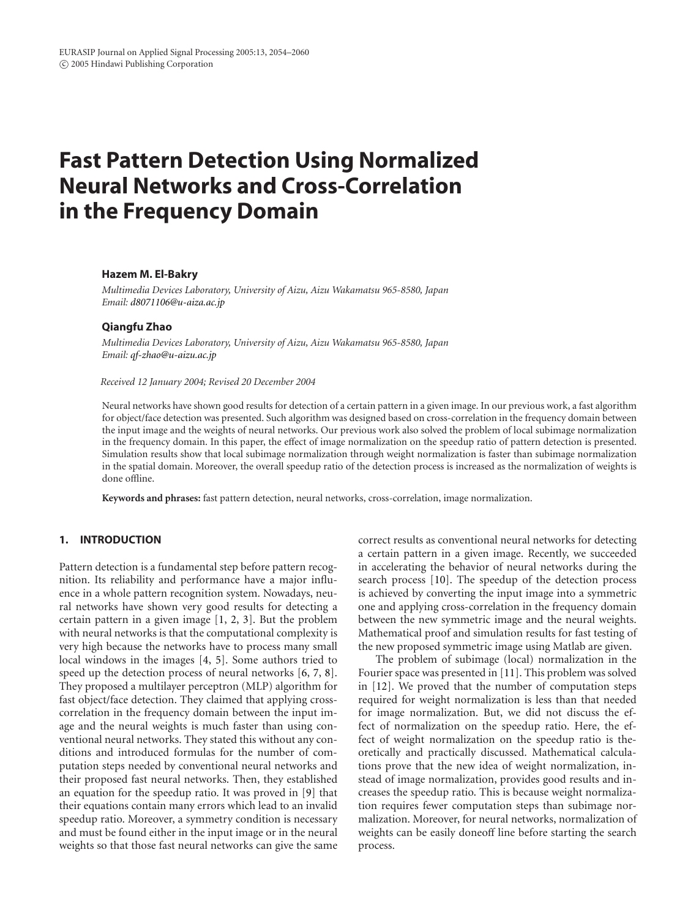# Fast Pattern Detection Using Normalized Neural Networks and Cross-Correlation in the Frequency Domain

**Hazem M. El-Bakry**

*Multimedia Devices Laboratory, University of Aizu, Aizu Wakamatsu 965-8580, Japan*
*Email: d8071106@u-aiza.ac.jp*

**Qiangfu Zhao**

*Multimedia Devices Laboratory, University of Aizu, Aizu Wakamatsu 965-8580, Japan*
*Email: qf-zhao@u-aizu.ac.jp*

*Received 12 January 2004; Revised 20 December 2004*

Neural networks have shown good results for detection of a certain pattern in a given image. In our previous work, a fast algorithm for object/face detection was presented. Such algorithm was designed based on cross-correlation in the frequency domain between the input image and the weights of neural networks. Our previous work also solved the problem of local subimage normalization in the frequency domain. In this paper, the effect of image normalization on the speedup ratio of pattern detection is presented. Simulation results show that local subimage normalization through weight normalization is faster than subimage normalization in the spatial domain. Moreover, the overall speedup ratio of the detection process is increased as the normalization of weights is done offline.

**Keywords and phrases:** fast pattern detection, neural networks, cross-correlation, image normalization.

## 1. INTRODUCTION

Pattern detection is a fundamental step before pattern recognition. Its reliability and performance have a major influence in a whole pattern recognition system. Nowadays, neural networks have shown very good results for detecting a certain pattern in a given image [1, 2, 3]. But the problem with neural networks is that the computational complexity is very high because the networks have to process many small local windows in the images [4, 5]. Some authors tried to speed up the detection process of neural networks [6, 7, 8]. They proposed a multilayer perceptron (MLP) algorithm for fast object/face detection. They claimed that applying cross-correlation in the frequency domain between the input image and the neural weights is much faster than using conventional neural networks. They stated this without any conditions and introduced formulas for the number of computation steps needed by conventional neural networks and their proposed fast neural networks. Then, they established an equation for the speedup ratio. It was proved in [9] that their equations contain many errors which lead to an invalid speedup ratio. Moreover, a symmetry condition is necessary and must be found either in the input image or in the neural weights so that those fast neural networks can give the same correct results as conventional neural networks for detecting a certain pattern in a given image. Recently, we succeeded in accelerating the behavior of neural networks during the search process [10]. The speedup of the detection process is achieved by converting the input image into a symmetric one and applying cross-correlation in the frequency domain between the new symmetric image and the neural weights. Mathematical proof and simulation results for fast testing of the new proposed symmetric image using Matlab are given.

The problem of subimage (local) normalization in the Fourier space was presented in [11]. This problem was solved in [12]. We proved that the number of computation steps required for weight normalization is less than that needed for image normalization. But, we did not discuss the effect of normalization on the speedup ratio. Here, the effect of weight normalization on the speedup ratio is theoretically and practically discussed. Mathematical calculations prove that the new idea of weight normalization, instead of image normalization, provides good results and increases the speedup ratio. This is because weight normalization requires fewer computation steps than subimage normalization. Moreover, for neural networks, normalization of weights can be easily doneoff line before starting the search process.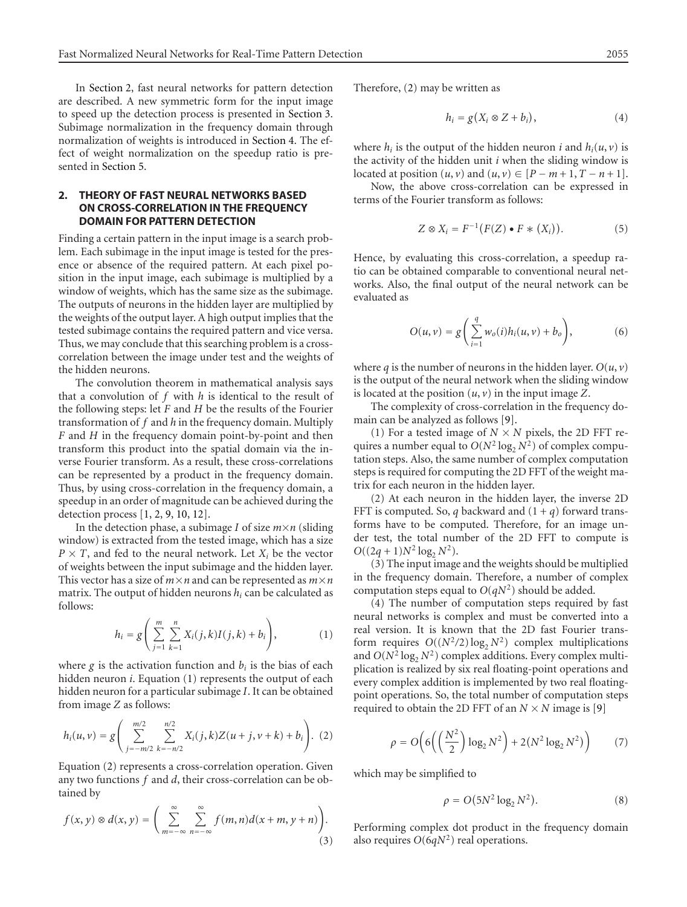In Section 2, fast neural networks for pattern detection are described. A new symmetric form for the input image to speed up the detection process is presented in Section 3. Subimage normalization in the frequency domain through normalization of weights is introduced in Section 4. The effect of weight normalization on the speedup ratio is presented in Section 5.

## 2. THEORY OF FAST NEURAL NETWORKS BASED ON CROSS-CORRELATION IN THE FREQUENCY DOMAIN FOR PATTERN DETECTION

Finding a certain pattern in the input image is a search problem. Each subimage in the input image is tested for the presence or absence of the required pattern. At each pixel position in the input image, each subimage is multiplied by a window of weights, which has the same size as the subimage. The outputs of neurons in the hidden layer are multiplied by the weights of the output layer. A high output implies that the tested subimage contains the required pattern and vice versa. Thus, we may conclude that this searching problem is a cross-correlation between the image under test and the weights of the hidden neurons.

The convolution theorem in mathematical analysis says that a convolution of $f$ with $h$ is identical to the result of the following steps: let $F$ and $H$ be the results of the Fourier transformation of $f$ and $h$ in the frequency domain. Multiply $F$ and $H$ in the frequency domain point-by-point and then transform this product into the spatial domain via the inverse Fourier transform. As a result, these cross-correlations can be represented by a product in the frequency domain. Thus, by using cross-correlation in the frequency domain, a speedup in an order of magnitude can be achieved during the detection process [1, 2, 9, 10, 12].

In the detection phase, a subimage $I$ of size $m \times n$ (sliding window) is extracted from the tested image, which has a size $P \times T$, and fed to the neural network. Let $X_i$ be the vector of weights between the input subimage and the hidden layer. This vector has a size of $m \times n$ and can be represented as $m \times n$ matrix. The output of hidden neurons $h_i$ can be calculated as follows:

$$h_i = g\left( \sum_{j=1}^{m} \sum_{k=1}^{n} X_i(j,k) I(j,k) + b_i \right), \tag{1}$$

where $g$ is the activation function and $b_i$ is the bias of each hidden neuron $i$. Equation (1) represents the output of each hidden neuron for a particular subimage $I$. It can be obtained from image $Z$ as follows:

$$h_i(u,v) = g\left( \sum_{j=-m/2}^{m/2} \sum_{k=-n/2}^{n/2} X_i(j,k) Z(u+j, v+k) + b_i \right). \tag{2}$$

Equation (2) represents a cross-correlation operation. Given any two functions $f$ and $d$, their cross-correlation can be obtained by

$$f(x,y) \otimes d(x,y) = \left( \sum_{m=-\infty}^{\infty} \sum_{n=-\infty}^{\infty} f(m,n) d(x+m, y+n) \right). \tag{3}$$

Therefore, (2) may be written as

$$h_i = g\left( X_i \otimes Z + b_i \right), \tag{4}$$

where $h_i$ is the output of the hidden neuron $i$ and $h_i(u,v)$ is the activity of the hidden unit $i$ when the sliding window is located at position $(u,v)$ and $(u,v) \in [P-m+1, T-n+1]$.

Now, the above cross-correlation can be expressed in terms of the Fourier transform as follows:

$$Z \otimes X_i = F^{-1}\left( F(Z) \bullet F * (X_i) \right). \tag{5}$$

Hence, by evaluating this cross-correlation, a speedup ratio can be obtained comparable to conventional neural networks. Also, the final output of the neural network can be evaluated as

$$O(u,v) = g\left( \sum_{i=1}^{q} w_o(i) h_i(u,v) + b_o \right), \tag{6}$$

where $q$ is the number of neurons in the hidden layer. $O(u,v)$ is the output of the neural network when the sliding window is located at the position $(u,v)$ in the input image $Z$.

The complexity of cross-correlation in the frequency domain can be analyzed as follows [9].

(1) For a tested image of $N \times N$ pixels, the 2D FFT requires a number equal to $O(N^2 \log_2 N^2)$ of complex computation steps. Also, the same number of complex computation steps is required for computing the 2D FFT of the weight matrix for each neuron in the hidden layer.

(2) At each neuron in the hidden layer, the inverse 2D FFT is computed. So, $q$ backward and $(1+q)$ forward transforms have to be computed. Therefore, for an image under test, the total number of the 2D FFT to compute is $O((2q+1)N^2 \log_2 N^2)$.

(3) The input image and the weights should be multiplied in the frequency domain. Therefore, a number of complex computation steps equal to $O(qN^2)$ should be added.

(4) The number of computation steps required by fast neural networks is complex and must be converted into a real version. It is known that the 2D fast Fourier transform requires $O((N^2/2)\log_2 N^2)$ complex multiplications and $O(N^2 \log_2 N^2)$ complex additions. Every complex multiplication is realized by six real floating-point operations and every complex addition is implemented by two real floating-point operations. So, the total number of computation steps required to obtain the 2D FFT of an $N \times N$ image is [9]

$$\rho = O\left( 6\left( \left( \frac{N^2}{2} \right) \log_2 N^2 \right) + 2\left( N^2 \log_2 N^2 \right) \right) \tag{7}$$

which may be simplified to

$$\rho = O\left( 5N^2 \log_2 N^2 \right). \tag{8}$$

Performing complex dot product in the frequency domain also requires $O(6qN^2)$ real operations.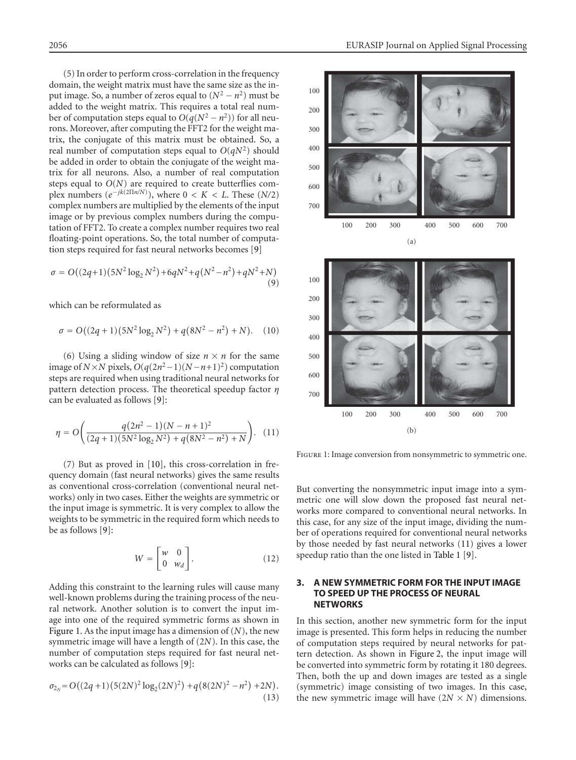(5) In order to perform cross-correlation in the frequency domain, the weight matrix must have the same size as the input image. So, a number of zeros equal to $(N^2 - n^2)$ must be added to the weight matrix. This requires a total real number of computation steps equal to $O(q(N^2 - n^2))$ for all neurons. Moreover, after computing the FFT2 for the weight matrix, the conjugate of this matrix must be obtained. So, a real number of computation steps equal to $O(qN^2)$ should be added in order to obtain the conjugate of the weight matrix for all neurons. Also, a number of real computation steps equal to $O(N)$ are required to create butterflies complex numbers $(e^{-jk(2\Pi n/N)})$, where $0 < K < L$. These $(N/2)$ complex numbers are multiplied by the elements of the input image or by previous complex numbers during the computation of FFT2. To create a complex number requires two real floating-point operations. So, the total number of computation steps required for fast neural networks becomes [9]

$$\sigma = O\big((2q+1)(5N^2 \log_2 N^2) + 6qN^2 + q(N^2 - n^2) + qN^2 + N\big) \tag{9}$$

which can be reformulated as

$$\sigma = O\big((2q+1)(5N^2 \log_2 N^2) + q(8N^2 - n^2) + N\big). \tag{10}$$

(6) Using a sliding window of size $n \times n$ for the same image of $N \times N$ pixels, $O(q(2n^2 - 1)(N - n + 1)^2)$ computation steps are required when using traditional neural networks for pattern detection process. The theoretical speedup factor $\eta$ can be evaluated as follows [9]:

$$\eta = O\left(\frac{q(2n^2 - 1)(N - n + 1)^2}{(2q+1)(5N^2 \log_2 N^2) + q(8N^2 - n^2) + N}\right). \tag{11}$$

(7) But as proved in [10], this cross-correlation in frequency domain (fast neural networks) gives the same results as conventional cross-correlation (conventional neural networks) only in two cases. Either the weights are symmetric or the input image is symmetric. It is very complex to allow the weights to be symmetric in the required form which needs to be as follows [9]:

$$W = \begin{bmatrix} w & 0 \\ 0 & w_d \end{bmatrix}. \tag{12}$$

Adding this constraint to the learning rules will cause many well-known problems during the training process of the neural network. Another solution is to convert the input image into one of the required symmetric forms as shown in Figure 1. As the input image has a dimension of $(N)$, the new symmetric image will have a length of $(2N)$. In this case, the number of computation steps required for fast neural networks can be calculated as follows [9]:

$$\sigma_{2_N} = O\big((2q+1)(5(2N)^2 \log_2 (2N)^2) + q(8(2N)^2 - n^2) + 2N\big). \tag{13}$$

Figure 1: Image conversion from nonsymmetric to symmetric one.

But converting the nonsymmetric input image into a symmetric one will slow down the proposed fast neural networks more compared to conventional neural networks. In this case, for any size of the input image, dividing the number of operations required for conventional neural networks by those needed by fast neural networks (11) gives a lower speedup ratio than the one listed in Table 1 [9].

## 3. A NEW SYMMETRIC FORM FOR THE INPUT IMAGE TO SPEED UP THE PROCESS OF NEURAL NETWORKS

In this section, another new symmetric form for the input image is presented. This form helps in reducing the number of computation steps required by neural networks for pattern detection. As shown in Figure 2, the input image will be converted into symmetric form by rotating it 180 degrees. Then, both the up and down images are tested as a single (symmetric) image consisting of two images. In this case, the new symmetric image will have $(2N \times N)$ dimensions.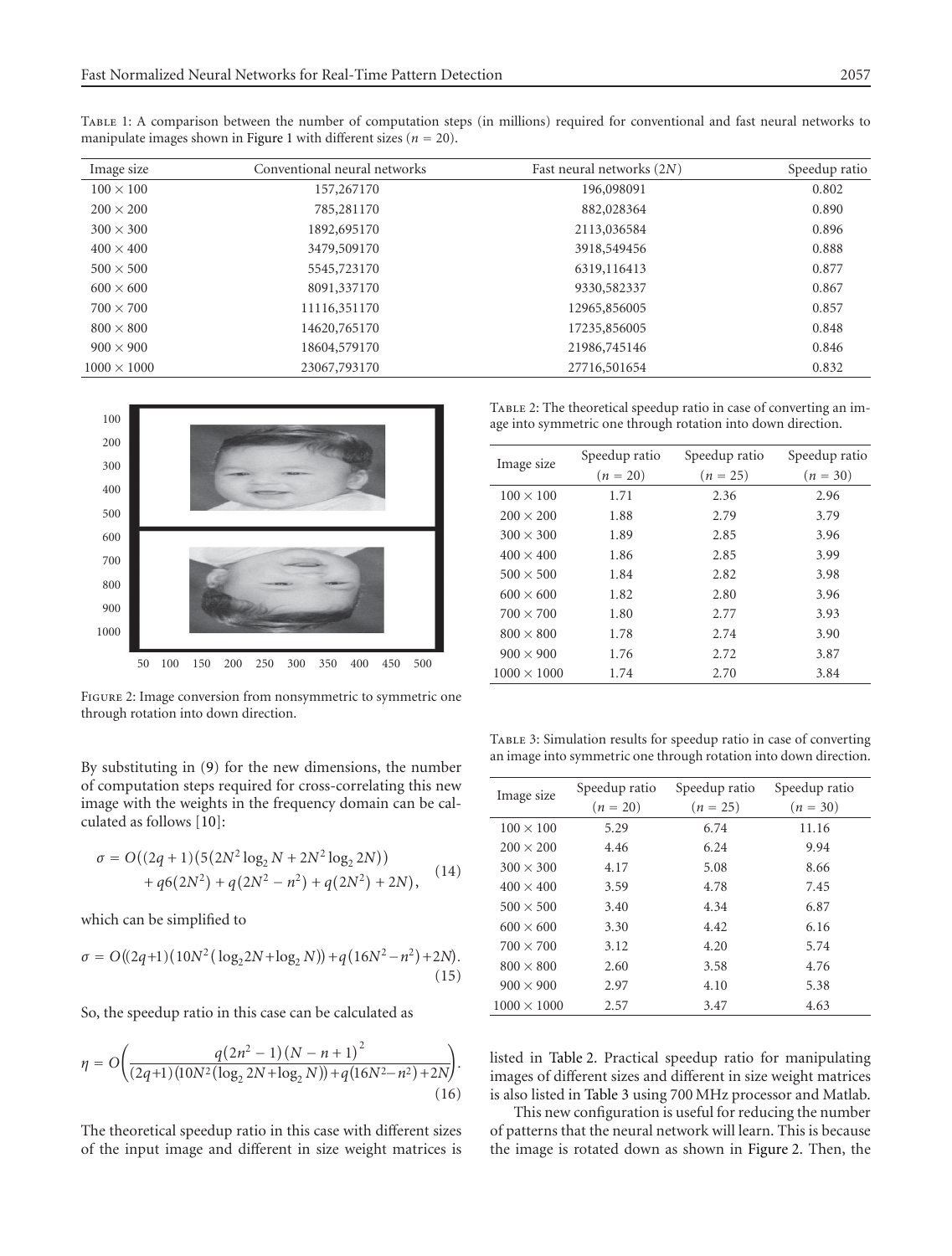Table 1: A comparison between the number of computation steps (in millions) required for conventional and fast neural networks to manipulate images shown in Figure 1 with different sizes ($n = 20$).

| Image size | Conventional neural networks | Fast neural networks ($2N$) | Speedup ratio |
|---|---|---|---|
| $100 \times 100$ | 157,267170 | 196,098091 | 0.802 |
| $200 \times 200$ | 785,281170 | 882,028364 | 0.890 |
| $300 \times 300$ | 1892,695170 | 2113,036584 | 0.896 |
| $400 \times 400$ | 3479,509170 | 3918,549456 | 0.888 |
| $500 \times 500$ | 5545,723170 | 6319,116413 | 0.877 |
| $600 \times 600$ | 8091,337170 | 9330,582337 | 0.867 |
| $700 \times 700$ | 11116,351170 | 12965,856005 | 0.857 |
| $800 \times 800$ | 14620,765170 | 17235,856005 | 0.848 |
| $900 \times 900$ | 18604,579170 | 21986,745146 | 0.846 |
| $1000 \times 1000$ | 23067,793170 | 27716,501654 | 0.832 |

Figure 2: Image conversion from nonsymmetric to symmetric one through rotation into down direction.

By substituting in (9) for the new dimensions, the number of computation steps required for cross-correlating this new image with the weights in the frequency domain can be calculated as follows [10]:

$$\sigma = O\big((2q+1)\big(5\big(2N^2 \log_2 N + 2N^2 \log_2 2N\big)\big) + q6\big(2N^2\big) + q\big(2N^2 - n^2\big) + q\big(2N^2\big) + 2N\big), \tag{14}$$

which can be simplified to

$$\sigma = O\big((2q+1)\big(10N^2\big(\log_2 2N + \log_2 N\big)\big) + q\big(16N^2 - n^2\big) + 2N\big). \tag{15}$$

So, the speedup ratio in this case can be calculated as

$$\eta = O\left(\frac{q\big(2n^2 - 1\big)\big(N - n + 1\big)^2}{(2q+1)\big(10N^2\big(\log_2 2N + \log_2 N\big)\big) + q\big(16N^2 - n^2\big) + 2N}\right). \tag{16}$$

The theoretical speedup ratio in this case with different sizes of the input image and different in size weight matrices is listed in Table 2. Practical speedup ratio for manipulating images of different sizes and different in size weight matrices is also listed in Table 3 using 700 MHz processor and Matlab.

This new configuration is useful for reducing the number of patterns that the neural network will learn. This is because the image is rotated down as shown in Figure 2. Then, the

Table 2: The theoretical speedup ratio in case of converting an image into symmetric one through rotation into down direction.

| Image size | Speedup ratio ($n = 20$) | Speedup ratio ($n = 25$) | Speedup ratio ($n = 30$) |
|---|---|---|---|
| $100 \times 100$ | 1.71 | 2.36 | 2.96 |
| $200 \times 200$ | 1.88 | 2.79 | 3.79 |
| $300 \times 300$ | 1.89 | 2.85 | 3.96 |
| $400 \times 400$ | 1.86 | 2.85 | 3.99 |
| $500 \times 500$ | 1.84 | 2.82 | 3.98 |
| $600 \times 600$ | 1.82 | 2.80 | 3.96 |
| $700 \times 700$ | 1.80 | 2.77 | 3.93 |
| $800 \times 800$ | 1.78 | 2.74 | 3.90 |
| $900 \times 900$ | 1.76 | 2.72 | 3.87 |
| $1000 \times 1000$ | 1.74 | 2.70 | 3.84 |

Table 3: Simulation results for speedup ratio in case of converting an image into symmetric one through rotation into down direction.

| Image size | Speedup ratio ($n = 20$) | Speedup ratio ($n = 25$) | Speedup ratio ($n = 30$) |
|---|---|---|---|
| $100 \times 100$ | 5.29 | 6.74 | 11.16 |
| $200 \times 200$ | 4.46 | 6.24 | 9.94 |
| $300 \times 300$ | 4.17 | 5.08 | 8.66 |
| $400 \times 400$ | 3.59 | 4.78 | 7.45 |
| $500 \times 500$ | 3.40 | 4.34 | 6.87 |
| $600 \times 600$ | 3.30 | 4.42 | 6.16 |
| $700 \times 700$ | 3.12 | 4.20 | 5.74 |
| $800 \times 800$ | 2.60 | 3.58 | 4.76 |
| $900 \times 900$ | 2.97 | 4.10 | 5.38 |
| $1000 \times 1000$ | 2.57 | 3.47 | 4.63 |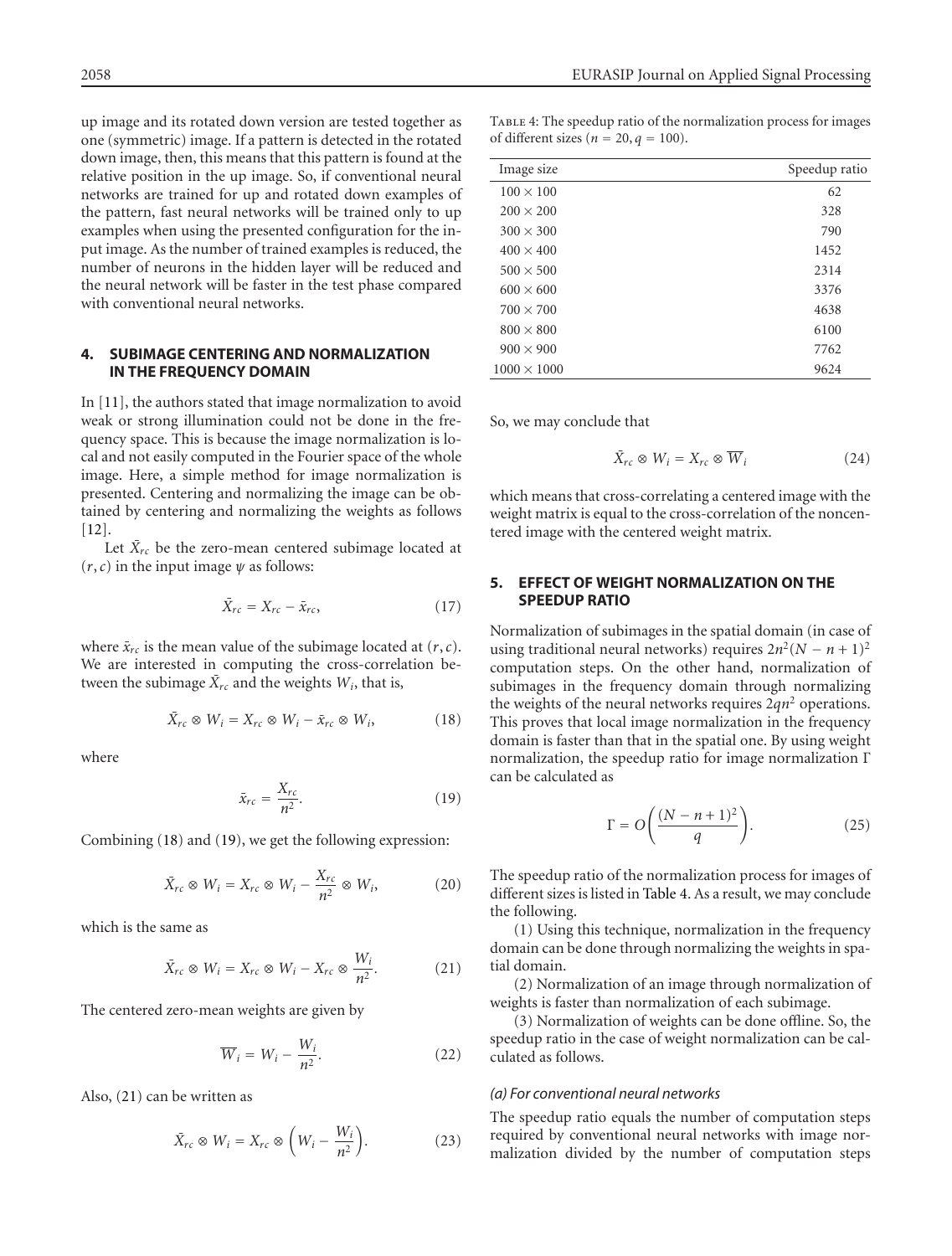up image and its rotated down version are tested together as one (symmetric) image. If a pattern is detected in the rotated down image, then, this means that this pattern is found at the relative position in the up image. So, if conventional neural networks are trained for up and rotated down examples of the pattern, fast neural networks will be trained only to up examples when using the presented configuration for the input image. As the number of trained examples is reduced, the number of neurons in the hidden layer will be reduced and the neural network will be faster in the test phase compared with conventional neural networks.

## 4. SUBIMAGE CENTERING AND NORMALIZATION IN THE FREQUENCY DOMAIN

In [11], the authors stated that image normalization to avoid weak or strong illumination could not be done in the frequency space. This is because the image normalization is local and not easily computed in the Fourier space of the whole image. Here, a simple method for image normalization is presented. Centering and normalizing the image can be obtained by centering and normalizing the weights as follows [12].

Let $\bar{X}_{rc}$ be the zero-mean centered subimage located at $(r, c)$ in the input image $\psi$ as follows:

$$\bar{X}_{rc} = X_{rc} - \bar{x}_{rc}, \tag{17}$$

where $\bar{x}_{rc}$ is the mean value of the subimage located at $(r, c)$. We are interested in computing the cross-correlation between the subimage $\bar{X}_{rc}$ and the weights $W_i$, that is,

$$\bar{X}_{rc} \otimes W_i = X_{rc} \otimes W_i - \bar{x}_{rc} \otimes W_i, \tag{18}$$

where

$$\bar{x}_{rc} = \frac{X_{rc}}{n^2}. \tag{19}$$

Combining (18) and (19), we get the following expression:

$$\bar{X}_{rc} \otimes W_i = X_{rc} \otimes W_i - \frac{X_{rc}}{n^2} \otimes W_i, \tag{20}$$

which is the same as

$$\bar{X}_{rc} \otimes W_i = X_{rc} \otimes W_i - X_{rc} \otimes \frac{W_i}{n^2}. \tag{21}$$

The centered zero-mean weights are given by

$$\overline{W}_i = W_i - \frac{W_i}{n^2}. \tag{22}$$

Also, (21) can be written as

$$\bar{X}_{rc} \otimes W_i = X_{rc} \otimes \left( W_i - \frac{W_i}{n^2} \right). \tag{23}$$

Table 4: The speedup ratio of the normalization process for images of different sizes ($n = 20, q = 100$).

| Image size | Speedup ratio |
|---|---|
| $100 \times 100$ | 62 |
| $200 \times 200$ | 328 |
| $300 \times 300$ | 790 |
| $400 \times 400$ | 1452 |
| $500 \times 500$ | 2314 |
| $600 \times 600$ | 3376 |
| $700 \times 700$ | 4638 |
| $800 \times 800$ | 6100 |
| $900 \times 900$ | 7762 |
| $1000 \times 1000$ | 9624 |

So, we may conclude that

$$\bar{X}_{rc} \otimes W_i = X_{rc} \otimes \overline{W}_i \tag{24}$$

which means that cross-correlating a centered image with the weight matrix is equal to the cross-correlation of the noncentered image with the centered weight matrix.

## 5. EFFECT OF WEIGHT NORMALIZATION ON THE SPEEDUP RATIO

Normalization of subimages in the spatial domain (in case of using traditional neural networks) requires $2n^2(N - n + 1)^2$ computation steps. On the other hand, normalization of subimages in the frequency domain through normalizing the weights of the neural networks requires $2qn^2$ operations. This proves that local image normalization in the frequency domain is faster than that in the spatial one. By using weight normalization, the speedup ratio for image normalization $\Gamma$ can be calculated as

$$\Gamma = O\left( \frac{(N - n + 1)^2}{q} \right). \tag{25}$$

The speedup ratio of the normalization process for images of different sizes is listed in Table 4. As a result, we may conclude the following.

(1) Using this technique, normalization in the frequency domain can be done through normalizing the weights in spatial domain.

(2) Normalization of an image through normalization of weights is faster than normalization of each subimage.

(3) Normalization of weights can be done offline. So, the speedup ratio in the case of weight normalization can be calculated as follows.

### *(a) For conventional neural networks*

The speedup ratio equals the number of computation steps required by conventional neural networks with image normalization divided by the number of computation steps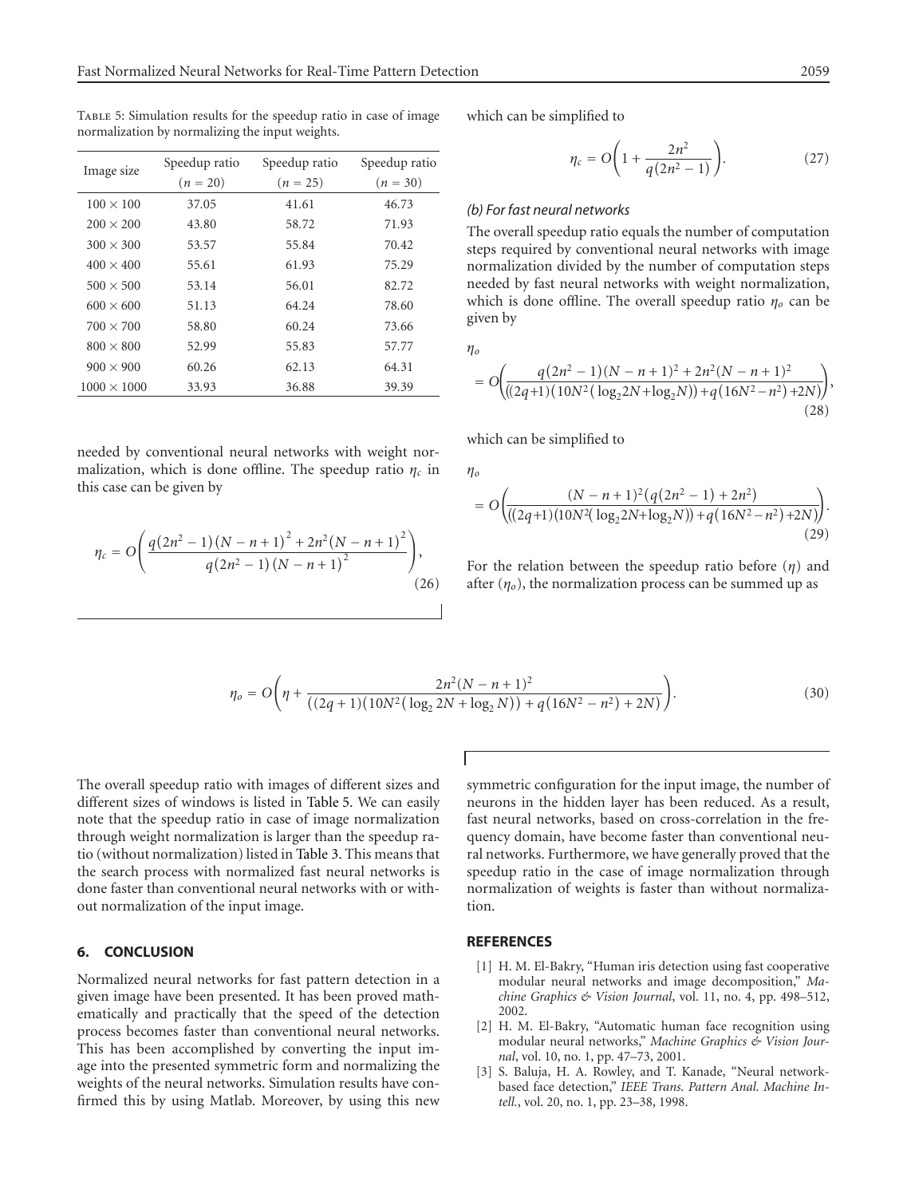Table 5: Simulation results for the speedup ratio in case of image normalization by normalizing the input weights.

| Image size | Speedup ratio ($n = 20$) | Speedup ratio ($n = 25$) | Speedup ratio ($n = 30$) |
|---|---|---|---|
| $100 \times 100$ | 37.05 | 41.61 | 46.73 |
| $200 \times 200$ | 43.80 | 58.72 | 71.93 |
| $300 \times 300$ | 53.57 | 55.84 | 70.42 |
| $400 \times 400$ | 55.61 | 61.93 | 75.29 |
| $500 \times 500$ | 53.14 | 56.01 | 82.72 |
| $600 \times 600$ | 51.13 | 64.24 | 78.60 |
| $700 \times 700$ | 58.80 | 60.24 | 73.66 |
| $800 \times 800$ | 52.99 | 55.83 | 57.77 |
| $900 \times 900$ | 60.26 | 62.13 | 64.31 |
| $1000 \times 1000$ | 33.93 | 36.88 | 39.39 |

needed by conventional neural networks with weight normalization, which is done offline. The speedup ratio $\eta_c$ in this case can be given by

$$\eta_c = O\left(\frac{q(2n^2-1)(N-n+1)^2 + 2n^2(N-n+1)^2}{q(2n^2-1)(N-n+1)^2}\right), \tag{26}$$

which can be simplified to

$$\eta_c = O\left(1 + \frac{2n^2}{q(2n^2-1)}\right). \tag{27}$$

*(b) For fast neural networks*

The overall speedup ratio equals the number of computation steps required by conventional neural networks with image normalization divided by the number of computation steps needed by fast neural networks with weight normalization, which is done offline. The overall speedup ratio $\eta_o$ can be given by

$$\eta_o = O\left(\frac{q(2n^2-1)(N-n+1)^2 + 2n^2(N-n+1)^2}{((2q+1)(10N^2(\log_2 2N+\log_2 N)) + q(16N^2-n^2)+2N)}\right), \tag{28}$$

which can be simplified to

$$\eta_o = O\left(\frac{(N-n+1)^2(q(2n^2-1)+2n^2)}{((2q+1)(10N^2(\log_2 2N+\log_2 N)) + q(16N^2-n^2)+2N)}\right). \tag{29}$$

For the relation between the speedup ratio before ($\eta$) and after ($\eta_o$), the normalization process can be summed up as

$$\eta_o = O\left(\eta + \frac{2n^2(N-n+1)^2}{((2q+1)(10N^2(\log_2 2N+\log_2 N)) + q(16N^2-n^2)+2N)}\right). \tag{30}$$

The overall speedup ratio with images of different sizes and different sizes of windows is listed in Table 5. We can easily note that the speedup ratio in case of image normalization through weight normalization is larger than the speedup ratio (without normalization) listed in Table 3. This means that the search process with normalized fast neural networks is done faster than conventional neural networks with or without normalization of the input image.

## 6. CONCLUSION

Normalized neural networks for fast pattern detection in a given image have been presented. It has been proved mathematically and practically that the speed of the detection process becomes faster than conventional neural networks. This has been accomplished by converting the input image into the presented symmetric form and normalizing the weights of the neural networks. Simulation results have confirmed this by using Matlab. Moreover, by using this new symmetric configuration for the input image, the number of neurons in the hidden layer has been reduced. As a result, fast neural networks, based on cross-correlation in the frequency domain, have become faster than conventional neural networks. Furthermore, we have generally proved that the speedup ratio in the case of image normalization through normalization of weights is faster than without normalization.

## REFERENCES

[1] H. M. El-Bakry, "Human iris detection using fast cooperative modular neural networks and image decomposition," *Machine Graphics & Vision Journal*, vol. 11, no. 4, pp. 498–512, 2002.

[2] H. M. El-Bakry, "Automatic human face recognition using modular neural networks," *Machine Graphics & Vision Journal*, vol. 10, no. 1, pp. 47–73, 2001.

[3] S. Baluja, H. A. Rowley, and T. Kanade, "Neural network-based face detection," *IEEE Trans. Pattern Anal. Machine Intell.*, vol. 20, no. 1, pp. 23–38, 1998.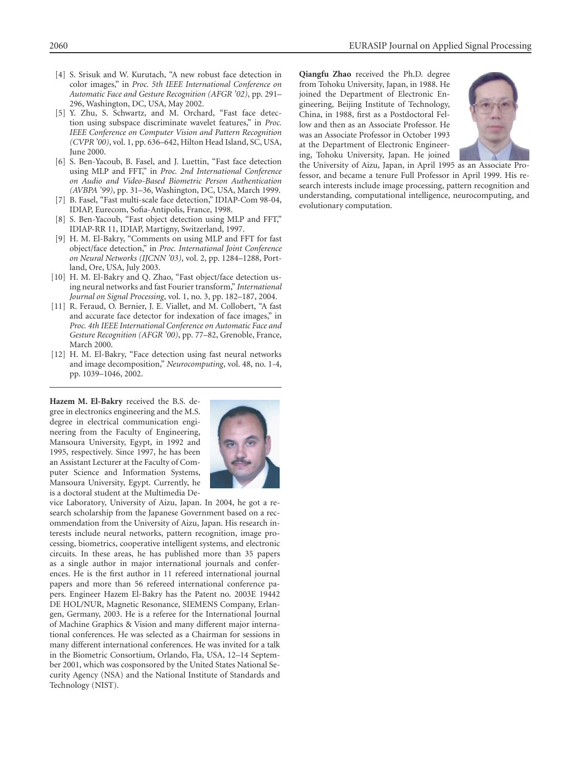[4] S. Srisuk and W. Kurutach, "A new robust face detection in color images," in *Proc. 5th IEEE International Conference on Automatic Face and Gesture Recognition (AFGR '02)*, pp. 291–296, Washington, DC, USA, May 2002.

[5] Y. Zhu, S. Schwartz, and M. Orchard, "Fast face detection using subspace discriminate wavelet features," in *Proc. IEEE Conference on Computer Vision and Pattern Recognition (CVPR '00)*, vol. 1, pp. 636–642, Hilton Head Island, SC, USA, June 2000.

[6] S. Ben-Yacoub, B. Fasel, and J. Luettin, "Fast face detection using MLP and FFT," in *Proc. 2nd International Conference on Audio and Video-Based Biometric Person Authentication (AVBPA '99)*, pp. 31–36, Washington, DC, USA, March 1999.

[7] B. Fasel, "Fast multi-scale face detection," IDIAP-Com 98-04, IDIAP, Eurecom, Sofia-Antipolis, France, 1998.

[8] S. Ben-Yacoub, "Fast object detection using MLP and FFT," IDIAP-RR 11, IDIAP, Martigny, Switzerland, 1997.

[9] H. M. El-Bakry, "Comments on using MLP and FFT for fast object/face detection," in *Proc. International Joint Conference on Neural Networks (IJCNN '03)*, vol. 2, pp. 1284–1288, Portland, Ore, USA, July 2003.

[10] H. M. El-Bakry and Q. Zhao, "Fast object/face detection using neural networks and fast Fourier transform," *International Journal on Signal Processing*, vol. 1, no. 3, pp. 182–187, 2004.

[11] R. Feraud, O. Bernier, J. E. Viallet, and M. Collobert, "A fast and accurate face detector for indexation of face images," in *Proc. 4th IEEE International Conference on Automatic Face and Gesture Recognition (AFGR '00)*, pp. 77–82, Grenoble, France, March 2000.

[12] H. M. El-Bakry, "Face detection using fast neural networks and image decomposition," *Neurocomputing*, vol. 48, no. 1-4, pp. 1039–1046, 2002.

**Hazem M. El-Bakry** received the B.S. degree in electronics engineering and the M.S. degree in electrical communication engineering from the Faculty of Engineering, Mansoura University, Egypt, in 1992 and 1995, respectively. Since 1997, he has been an Assistant Lecturer at the Faculty of Computer Science and Information Systems, Mansoura University, Egypt. Currently, he is a doctoral student at the Multimedia Device Laboratory, University of Aizu, Japan. In 2004, he got a research scholarship from the Japanese Government based on a recommendation from the University of Aizu, Japan. His research interests include neural networks, pattern recognition, image processing, biometrics, cooperative intelligent systems, and electronic circuits. In these areas, he has published more than 35 papers as a single author in major international journals and conferences. He is the first author in 11 refereed international journal papers and more than 56 refereed international conference papers. Engineer Hazem El-Bakry has the Patent no. 2003E 19442 DE HOL/NUR, Magnetic Resonance, SIEMENS Company, Erlangen, Germany, 2003. He is a referee for the International Journal of Machine Graphics & Vision and many different major international conferences. He was selected as a Chairman for sessions in many different international conferences. He was invited for a talk in the Biometric Consortium, Orlando, Fla, USA, 12–14 September 2001, which was cosponsored by the United States National Security Agency (NSA) and the National Institute of Standards and Technology (NIST).

**Qiangfu Zhao** received the Ph.D. degree from Tohoku University, Japan, in 1988. He joined the Department of Electronic Engineering, Beijing Institute of Technology, China, in 1988, first as a Postdoctoral Fellow and then as an Associate Professor. He was an Associate Professor in October 1993 at the Department of Electronic Engineering, Tohoku University, Japan. He joined the University of Aizu, Japan, in April 1995 as an Associate Professor, and became a tenure Full Professor in April 1999. His research interests include image processing, pattern recognition and understanding, computational intelligence, neurocomputing, and evolutionary computation.